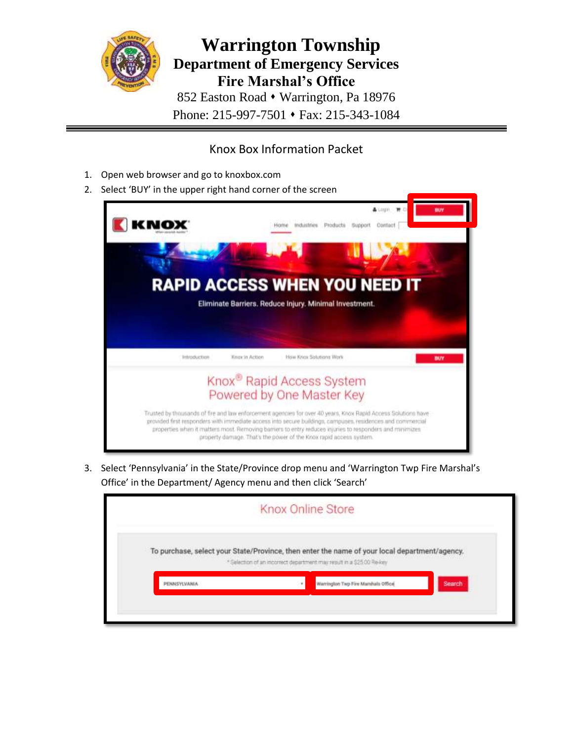# Warrington Township

## Department of Emergency Services

## Fire Marshal's Office

852 Easton Road ♦ Warrington, Pa 18976

Phone: 215-997-7501 ♦ Fax: 215-343-1084

---

### Knox Box Information Packet

1. Open web browser and go to knoxbox.com
2. Select 'BUY' in the upper right hand corner of the screen
3. Select 'Pennsylvania' in the State/Province drop menu and 'Warrington Twp Fire Marshal's Office' in the Department/ Agency menu and then click 'Search'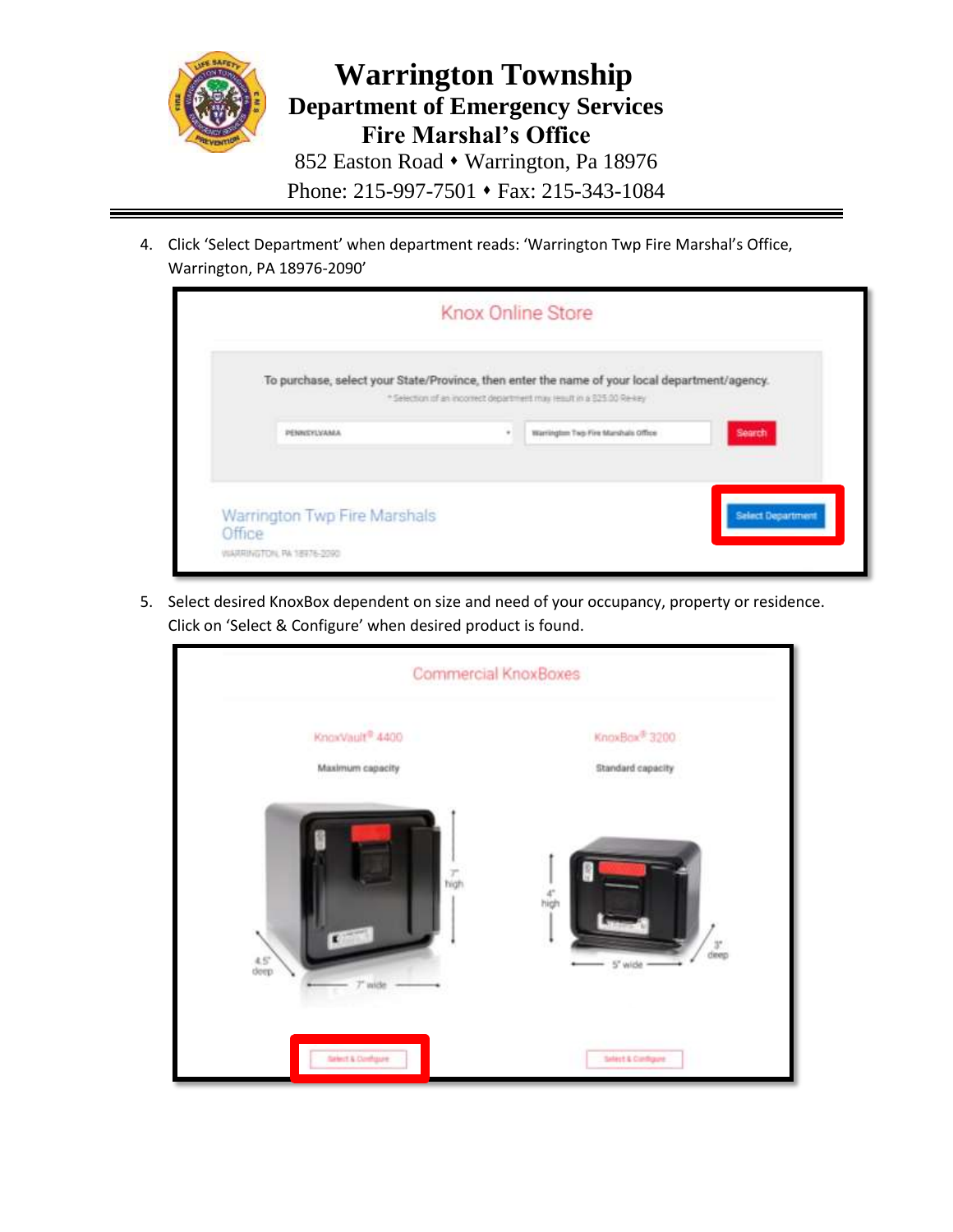# Warrington Township

## Department of Emergency Services

## Fire Marshal's Office

852 Easton Road ♦ Warrington, Pa 18976

Phone: 215-997-7501 ♦ Fax: 215-343-1084

4. Click 'Select Department' when department reads: 'Warrington Twp Fire Marshal's Office, Warrington, PA 18976-2090'

Knox Online Store

To purchase, select your State/Province, then enter the name of your local department/agency.

* Selection of an incorrect department may result in a $25.00 Re-key

PENNSYLVANIA | Warrington Twp Fire Marshals Office | Search

Warrington Twp Fire Marshals Office
WARRINGTON, PA 18976-2090

Select Department

5. Select desired KnoxBox dependent on size and need of your occupancy, property or residence. Click on 'Select & Configure' when desired product is found.

Commercial KnoxBoxes

KnoxVault® 4400
Maximum capacity
7" high, 7" wide, 4.5" deep
Select & Configure

KnoxBox® 3200
Standard capacity
4" high, 5" wide, 3" deep
Select & Configure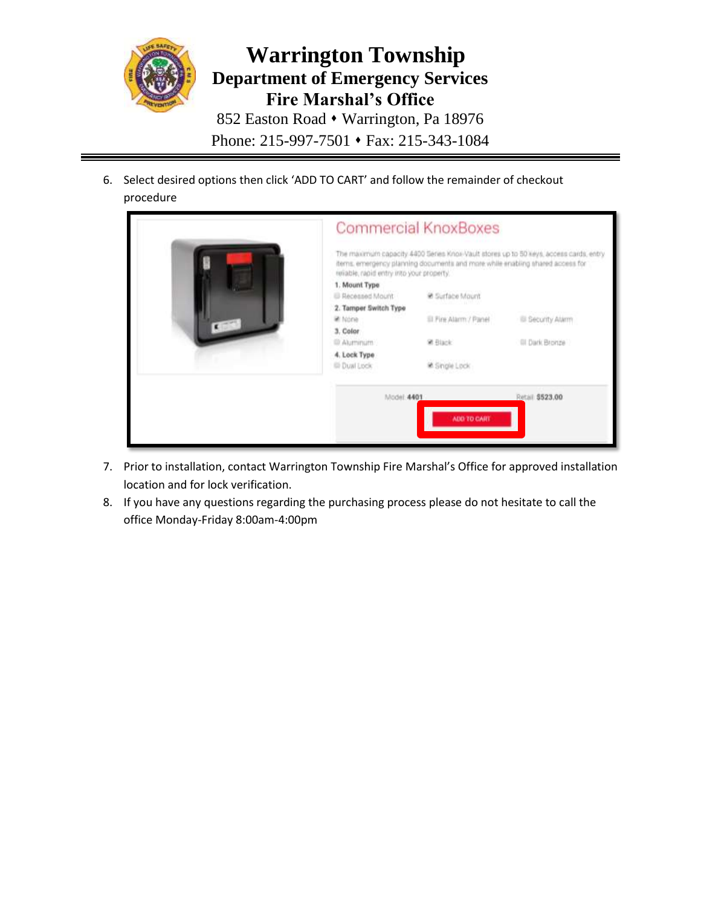# Warrington Township
## Department of Emergency Services
## Fire Marshal's Office

852 Easton Road ♦ Warrington, Pa 18976

Phone: 215-997-7501 ♦ Fax: 215-343-1084

6. Select desired options then click 'ADD TO CART' and follow the remainder of checkout procedure

Commercial KnoxBoxes

The maximum capacity 4400 Series Knox-Vault stores up to 50 keys, access cards, entry items, emergency planning documents and more while enabling shared access for reliable, rapid entry into your property.

1. Mount Type
   - Recessed Mount
   - Surface Mount
2. Tamper Switch Type
   - None
   - Fire Alarm / Panel
   - Security Alarm
3. Color
   - Aluminum
   - Black
   - Dark Bronze
4. Lock Type
   - Dual Lock
   - Single Lock

Model: 4401

Retail: $523.00

ADD TO CART

7. Prior to installation, contact Warrington Township Fire Marshal's Office for approved installation location and for lock verification.
8. If you have any questions regarding the purchasing process please do not hesitate to call the office Monday-Friday 8:00am-4:00pm